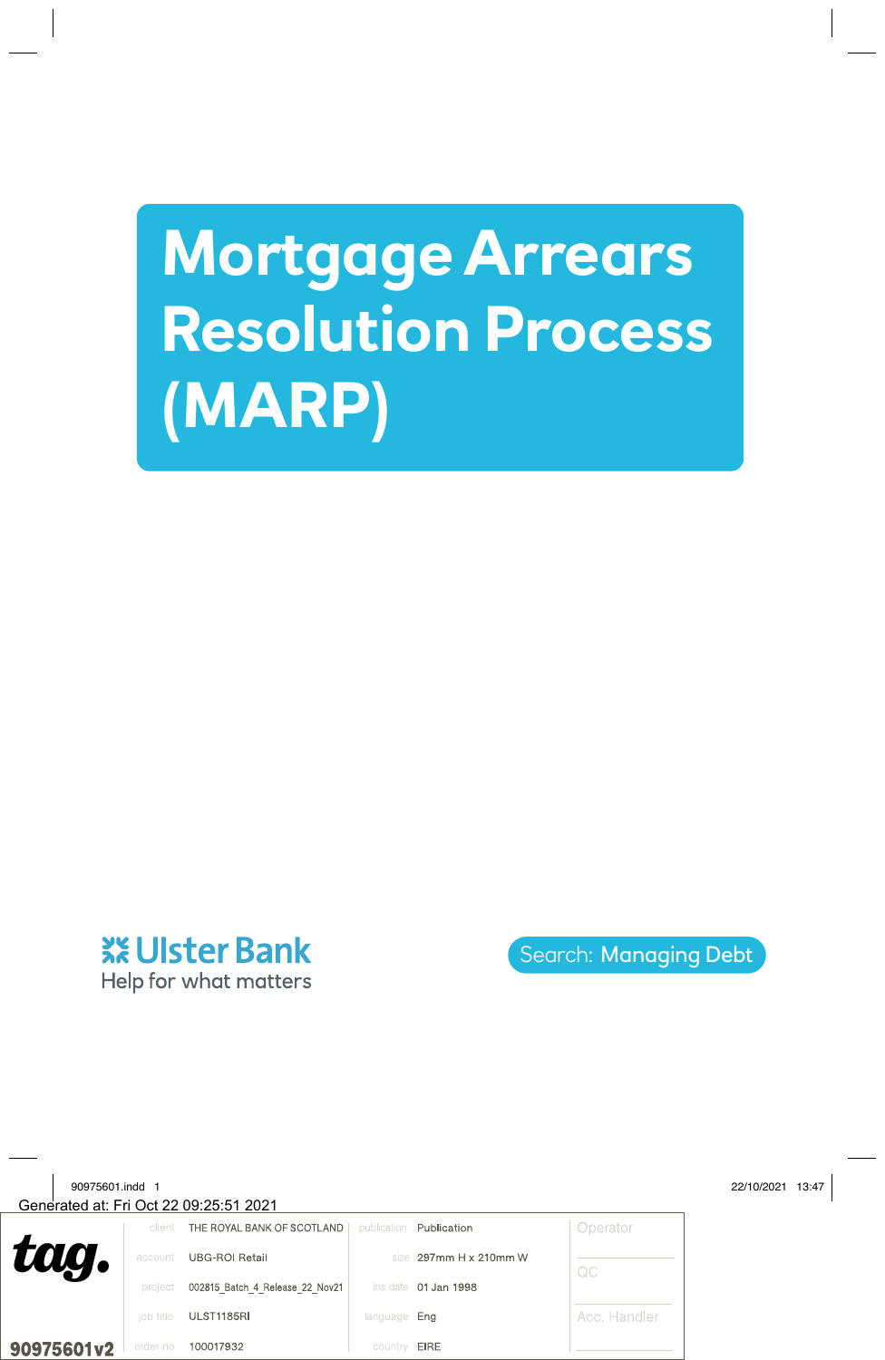# Mortgage Arrears Resolution Process (MARP)

Ulster Bank
Help for what matters

Search: Managing Debt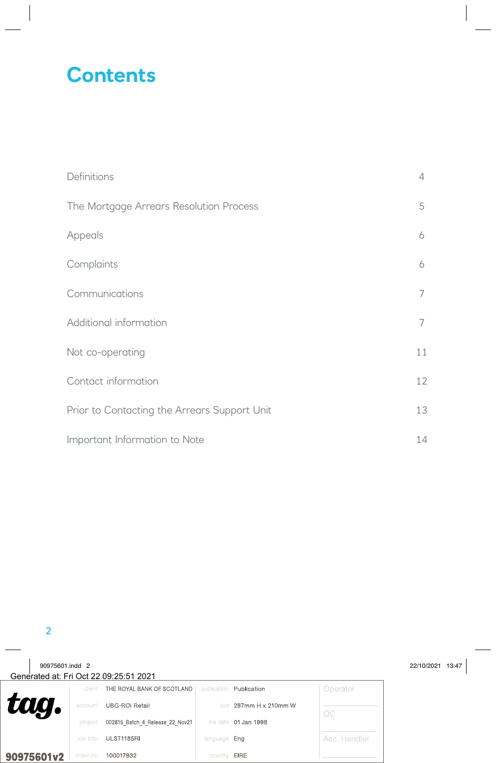# Contents

| | |
|---|---|
| Definitions | 4 |
| The Mortgage Arrears Resolution Process | 5 |
| Appeals | 6 |
| Complaints | 6 |
| Communications | 7 |
| Additional information | 7 |
| Not co-operating | 11 |
| Contact information | 12 |
| Prior to Contacting the Arrears Support Unit | 13 |
| Important Information to Note | 14 |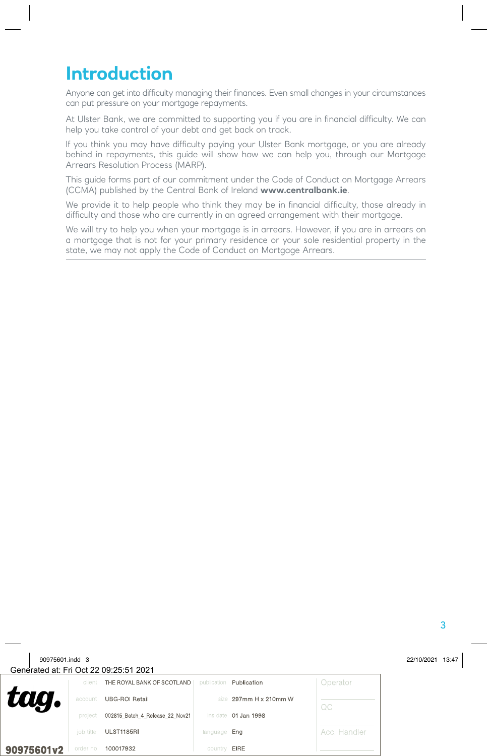# Introduction

Anyone can get into difficulty managing their finances. Even small changes in your circumstances can put pressure on your mortgage repayments.

At Ulster Bank, we are committed to supporting you if you are in financial difficulty. We can help you take control of your debt and get back on track.

If you think you may have difficulty paying your Ulster Bank mortgage, or you are already behind in repayments, this guide will show how we can help you, through our Mortgage Arrears Resolution Process (MARP).

This guide forms part of our commitment under the Code of Conduct on Mortgage Arrears (CCMA) published by the Central Bank of Ireland **www.centralbank.ie**.

We provide it to help people who think they may be in financial difficulty, those already in difficulty and those who are currently in an agreed arrangement with their mortgage.

We will try to help you when your mortgage is in arrears. However, if you are in arrears on a mortgage that is not for your primary residence or your sole residential property in the state, we may not apply the Code of Conduct on Mortgage Arrears.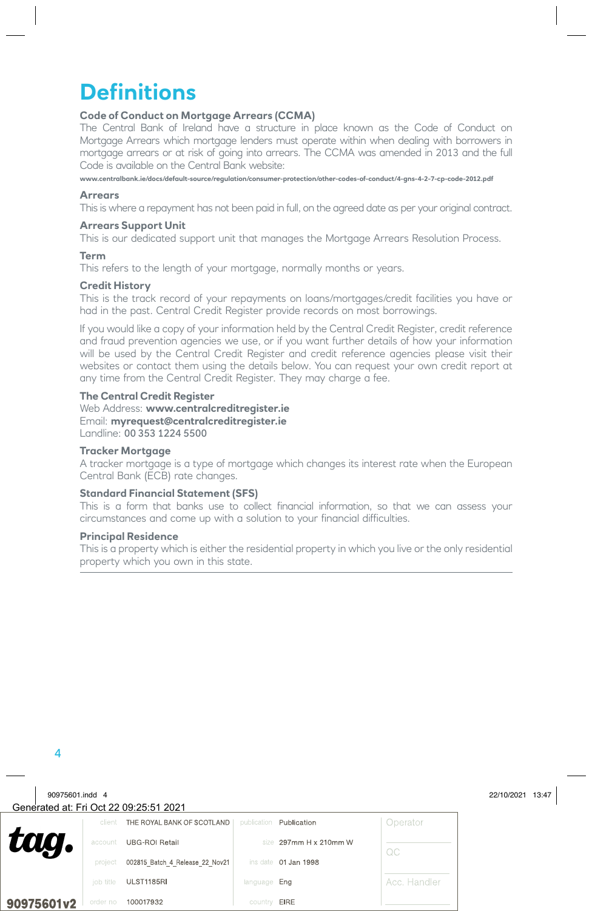# Definitions

### Code of Conduct on Mortgage Arrears (CCMA)

The Central Bank of Ireland have a structure in place known as the Code of Conduct on Mortgage Arrears which mortgage lenders must operate within when dealing with borrowers in mortgage arrears or at risk of going into arrears. The CCMA was amended in 2013 and the full Code is available on the Central Bank website:

**www.centralbank.ie/docs/default-source/regulation/consumer-protection/other-codes-of-conduct/4-gns-4-2-7-cp-code-2012.pdf**

### Arrears

This is where a repayment has not been paid in full, on the agreed date as per your original contract.

### Arrears Support Unit

This is our dedicated support unit that manages the Mortgage Arrears Resolution Process.

### Term

This refers to the length of your mortgage, normally months or years.

### Credit History

This is the track record of your repayments on loans/mortgages/credit facilities you have or had in the past. Central Credit Register provide records on most borrowings.

If you would like a copy of your information held by the Central Credit Register, credit reference and fraud prevention agencies we use, or if you want further details of how your information will be used by the Central Credit Register and credit reference agencies please visit their websites or contact them using the details below. You can request your own credit report at any time from the Central Credit Register. They may charge a fee.

### The Central Credit Register

Web Address: **www.centralcreditregister.ie**
Email: **myrequest@centralcreditregister.ie**
Landline: **00 353 1224 5500**

### Tracker Mortgage

A tracker mortgage is a type of mortgage which changes its interest rate when the European Central Bank (ECB) rate changes.

### Standard Financial Statement (SFS)

This is a form that banks use to collect financial information, so that we can assess your circumstances and come up with a solution to your financial difficulties.

### Principal Residence

This is a property which is either the residential property in which you live or the only residential property which you own in this state.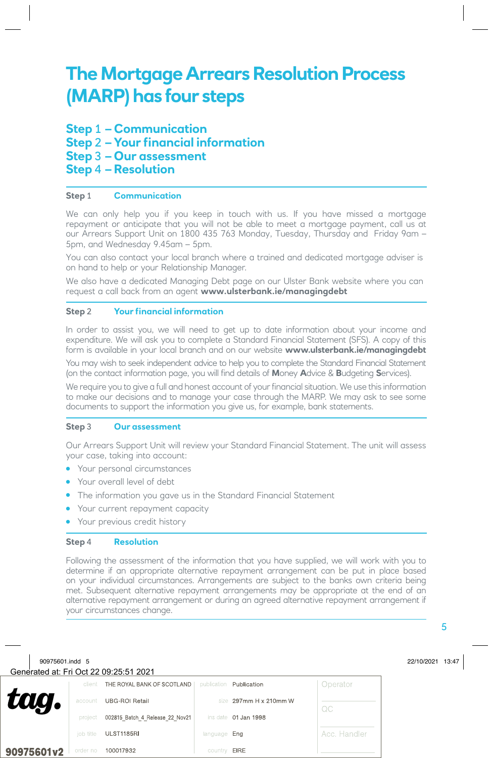# The Mortgage Arrears Resolution Process (MARP) has four steps

**Step 1 – Communication**
**Step 2 – Your financial information**
**Step 3 – Our assessment**
**Step 4 – Resolution**

## Step 1 Communication

We can only help you if you keep in touch with us. If you have missed a mortgage repayment or anticipate that you will not be able to meet a mortgage payment, call us at our Arrears Support Unit on 1800 435 763 Monday, Tuesday, Thursday and Friday 9am – 5pm, and Wednesday 9.45am – 5pm.

You can also contact your local branch where a trained and dedicated mortgage adviser is on hand to help or your Relationship Manager.

We also have a dedicated Managing Debt page on our Ulster Bank website where you can request a call back from an agent **www.ulsterbank.ie/managingdebt**

## Step 2 Your financial information

In order to assist you, we will need to get up to date information about your income and expenditure. We will ask you to complete a Standard Financial Statement (SFS). A copy of this form is available in your local branch and on our website **www.ulsterbank.ie/managingdebt**

You may wish to seek independent advice to help you to complete the Standard Financial Statement (on the contact information page, you will find details of **M**oney **A**dvice & **B**udgeting **S**ervices).

We require you to give a full and honest account of your financial situation. We use this information to make our decisions and to manage your case through the MARP. We may ask to see some documents to support the information you give us, for example, bank statements.

## Step 3 Our assessment

Our Arrears Support Unit will review your Standard Financial Statement. The unit will assess your case, taking into account:

- Your personal circumstances
- Your overall level of debt
- The information you gave us in the Standard Financial Statement
- Your current repayment capacity
- Your previous credit history

## Step 4 Resolution

Following the assessment of the information that you have supplied, we will work with you to determine if an appropriate alternative repayment arrangement can be put in place based on your individual circumstances. Arrangements are subject to the banks own criteria being met. Subsequent alternative repayment arrangements may be appropriate at the end of an alternative repayment arrangement or during an agreed alternative repayment arrangement if your circumstances change.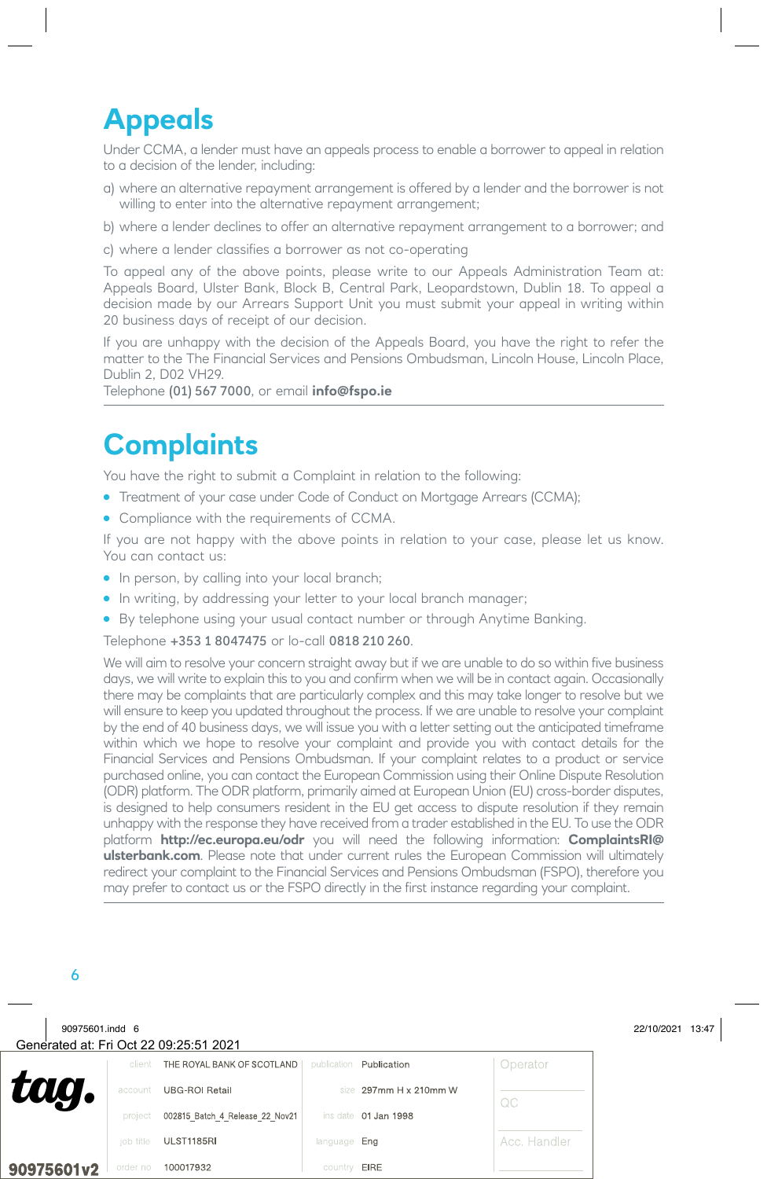# Appeals

Under CCMA, a lender must have an appeals process to enable a borrower to appeal in relation to a decision of the lender, including:

a) where an alternative repayment arrangement is offered by a lender and the borrower is not willing to enter into the alternative repayment arrangement;

b) where a lender declines to offer an alternative repayment arrangement to a borrower; and

c) where a lender classifies a borrower as not co-operating

To appeal any of the above points, please write to our Appeals Administration Team at: Appeals Board, Ulster Bank, Block B, Central Park, Leopardstown, Dublin 18. To appeal a decision made by our Arrears Support Unit you must submit your appeal in writing within 20 business days of receipt of our decision.

If you are unhappy with the decision of the Appeals Board, you have the right to refer the matter to the The Financial Services and Pensions Ombudsman, Lincoln House, Lincoln Place, Dublin 2, D02 VH29.
Telephone **(01) 567 7000**, or email **info@fspo.ie**

# Complaints

You have the right to submit a Complaint in relation to the following:

- Treatment of your case under Code of Conduct on Mortgage Arrears (CCMA);
- Compliance with the requirements of CCMA.

If you are not happy with the above points in relation to your case, please let us know. You can contact us:

- In person, by calling into your local branch;
- In writing, by addressing your letter to your local branch manager;
- By telephone using your usual contact number or through Anytime Banking.

Telephone **+353 1 8047475** or lo-call **0818 210 260**.

We will aim to resolve your concern straight away but if we are unable to do so within five business days, we will write to explain this to you and confirm when we will be in contact again. Occasionally there may be complaints that are particularly complex and this may take longer to resolve but we will ensure to keep you updated throughout the process. If we are unable to resolve your complaint by the end of 40 business days, we will issue you with a letter setting out the anticipated timeframe within which we hope to resolve your complaint and provide you with contact details for the Financial Services and Pensions Ombudsman. If your complaint relates to a product or service purchased online, you can contact the European Commission using their Online Dispute Resolution (ODR) platform. The ODR platform, primarily aimed at European Union (EU) cross-border disputes, is designed to help consumers resident in the EU get access to dispute resolution if they remain unhappy with the response they have received from a trader established in the EU. To use the ODR platform **http://ec.europa.eu/odr** you will need the following information: **ComplaintsRI@ulsterbank.com**. Please note that under current rules the European Commission will ultimately redirect your complaint to the Financial Services and Pensions Ombudsman (FSPO), therefore you may prefer to contact us or the FSPO directly in the first instance regarding your complaint.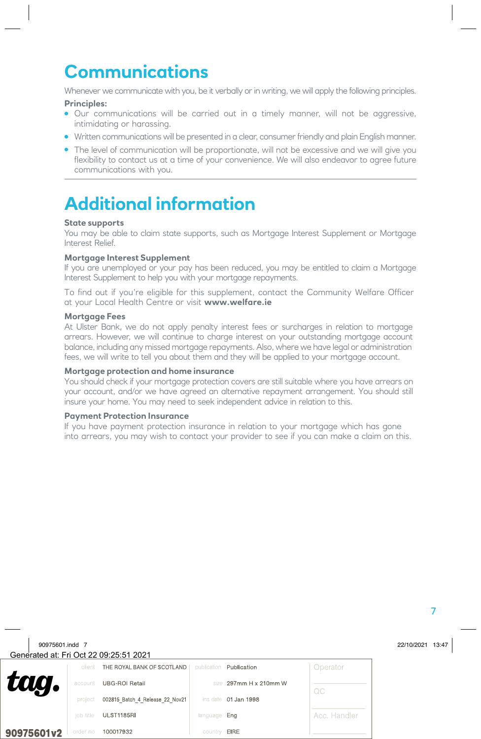# Communications

Whenever we communicate with you, be it verbally or in writing, we will apply the following principles.

**Principles:**

- Our communications will be carried out in a timely manner, will not be aggressive, intimidating or harassing.
- Written communications will be presented in a clear, consumer friendly and plain English manner.
- The level of communication will be proportionate, will not be excessive and we will give you flexibility to contact us at a time of your convenience. We will also endeavor to agree future communications with you.

# Additional information

### State supports

You may be able to claim state supports, such as Mortgage Interest Supplement or Mortgage Interest Relief.

### Mortgage Interest Supplement

If you are unemployed or your pay has been reduced, you may be entitled to claim a Mortgage Interest Supplement to help you with your mortgage repayments.

To find out if you're eligible for this supplement, contact the Community Welfare Officer at your Local Health Centre or visit **www.welfare.ie**

### Mortgage Fees

At Ulster Bank, we do not apply penalty interest fees or surcharges in relation to mortgage arrears. However, we will continue to charge interest on your outstanding mortgage account balance, including any missed mortgage repayments. Also, where we have legal or administration fees, we will write to tell you about them and they will be applied to your mortgage account.

### Mortgage protection and home insurance

You should check if your mortgage protection covers are still suitable where you have arrears on your account, and/or we have agreed an alternative repayment arrangement. You should still insure your home. You may need to seek independent advice in relation to this.

### Payment Protection Insurance

If you have payment protection insurance in relation to your mortgage which has gone into arrears, you may wish to contact your provider to see if you can make a claim on this.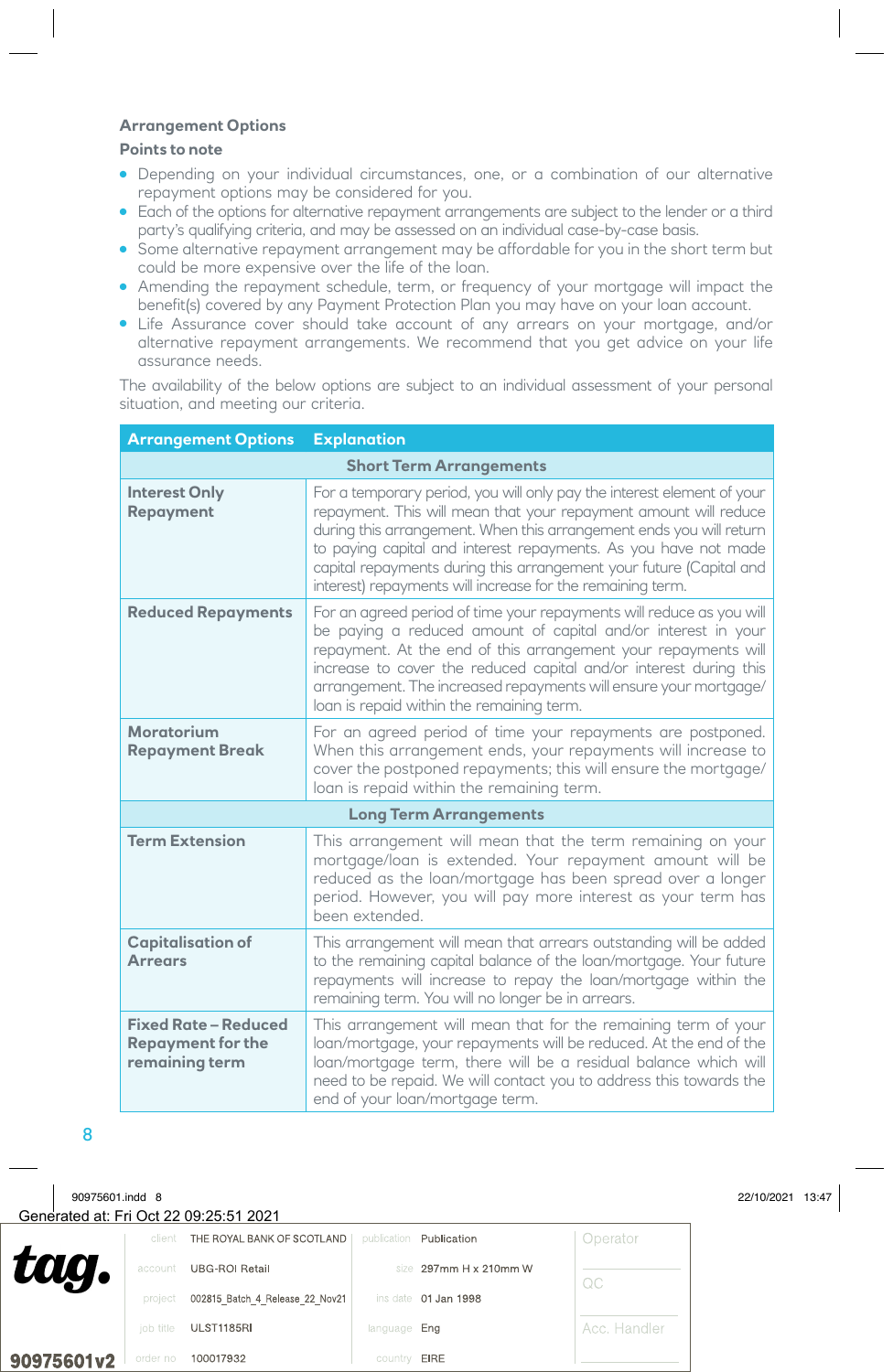## Arrangement Options

### Points to note

- Depending on your individual circumstances, one, or a combination of our alternative repayment options may be considered for you.
- Each of the options for alternative repayment arrangements are subject to the lender or a third party's qualifying criteria, and may be assessed on an individual case-by-case basis.
- Some alternative repayment arrangement may be affordable for you in the short term but could be more expensive over the life of the loan.
- Amending the repayment schedule, term, or frequency of your mortgage will impact the benefit(s) covered by any Payment Protection Plan you may have on your loan account.
- Life Assurance cover should take account of any arrears on your mortgage, and/or alternative repayment arrangements. We recommend that you get advice on your life assurance needs.

The availability of the below options are subject to an individual assessment of your personal situation, and meeting our criteria.

| Arrangement Options | Explanation |
|---|---|
| **Short Term Arrangements** | |
| **Interest Only Repayment** | For a temporary period, you will only pay the interest element of your repayment. This will mean that your repayment amount will reduce during this arrangement. When this arrangement ends you will return to paying capital and interest repayments. As you have not made capital repayments during this arrangement your future (Capital and interest) repayments will increase for the remaining term. |
| **Reduced Repayments** | For an agreed period of time your repayments will reduce as you will be paying a reduced amount of capital and/or interest in your repayment. At the end of this arrangement your repayments will increase to cover the reduced capital and/or interest during this arrangement. The increased repayments will ensure your mortgage/loan is repaid within the remaining term. |
| **Moratorium Repayment Break** | For an agreed period of time your repayments are postponed. When this arrangement ends, your repayments will increase to cover the postponed repayments; this will ensure the mortgage/loan is repaid within the remaining term. |
| **Long Term Arrangements** | |
| **Term Extension** | This arrangement will mean that the term remaining on your mortgage/loan is extended. Your repayment amount will be reduced as the loan/mortgage has been spread over a longer period. However, you will pay more interest as your term has been extended. |
| **Capitalisation of Arrears** | This arrangement will mean that arrears outstanding will be added to the remaining capital balance of the loan/mortgage. Your future repayments will increase to repay the loan/mortgage within the remaining term. You will no longer be in arrears. |
| **Fixed Rate – Reduced Repayment for the remaining term** | This arrangement will mean that for the remaining term of your loan/mortgage, your repayments will be reduced. At the end of the loan/mortgage term, there will be a residual balance which will need to be repaid. We will contact you to address this towards the end of your loan/mortgage term. |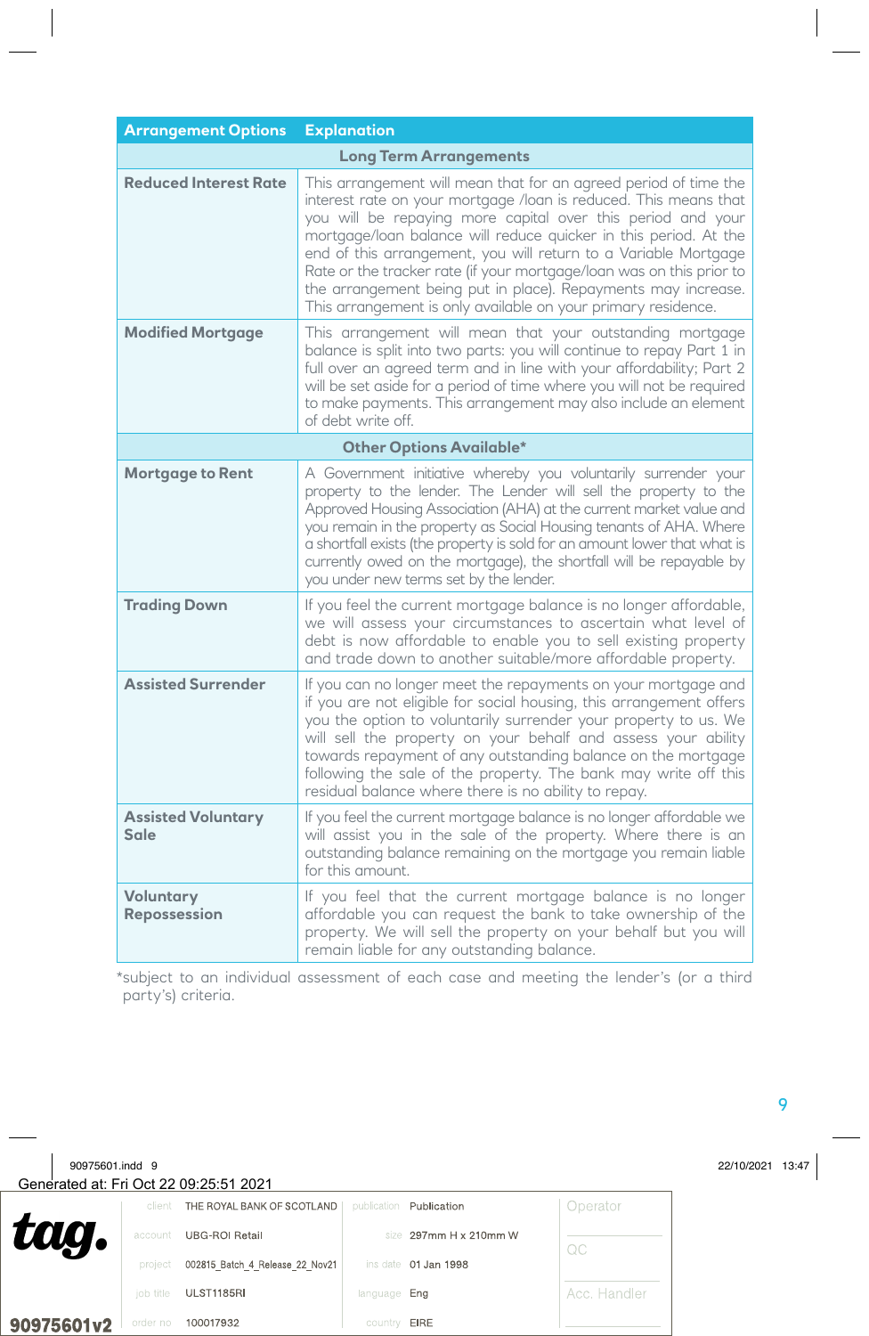| Arrangement Options | Explanation |
|---|---|
| **Long Term Arrangements** | |
| **Reduced Interest Rate** | This arrangement will mean that for an agreed period of time the interest rate on your mortgage /loan is reduced. This means that you will be repaying more capital over this period and your mortgage/loan balance will reduce quicker in this period. At the end of this arrangement, you will return to a Variable Mortgage Rate or the tracker rate (if your mortgage/loan was on this prior to the arrangement being put in place). Repayments may increase. This arrangement is only available on your primary residence. |
| **Modified Mortgage** | This arrangement will mean that your outstanding mortgage balance is split into two parts: you will continue to repay Part 1 in full over an agreed term and in line with your affordability; Part 2 will be set aside for a period of time where you will not be required to make payments. This arrangement may also include an element of debt write off. |
| **Other Options Available*** | |
| **Mortgage to Rent** | A Government initiative whereby you voluntarily surrender your property to the lender. The Lender will sell the property to the Approved Housing Association (AHA) at the current market value and you remain in the property as Social Housing tenants of AHA. Where a shortfall exists (the property is sold for an amount lower that what is currently owed on the mortgage), the shortfall will be repayable by you under new terms set by the lender. |
| **Trading Down** | If you feel the current mortgage balance is no longer affordable, we will assess your circumstances to ascertain what level of debt is now affordable to enable you to sell existing property and trade down to another suitable/more affordable property. |
| **Assisted Surrender** | If you can no longer meet the repayments on your mortgage and if you are not eligible for social housing, this arrangement offers you the option to voluntarily surrender your property to us. We will sell the property on your behalf and assess your ability towards repayment of any outstanding balance on the mortgage following the sale of the property. The bank may write off this residual balance where there is no ability to repay. |
| **Assisted Voluntary Sale** | If you feel the current mortgage balance is no longer affordable we will assist you in the sale of the property. Where there is an outstanding balance remaining on the mortgage you remain liable for this amount. |
| **Voluntary Repossession** | If you feel that the current mortgage balance is no longer affordable you can request the bank to take ownership of the property. We will sell the property on your behalf but you will remain liable for any outstanding balance. |

*subject to an individual assessment of each case and meeting the lender's (or a third party's) criteria.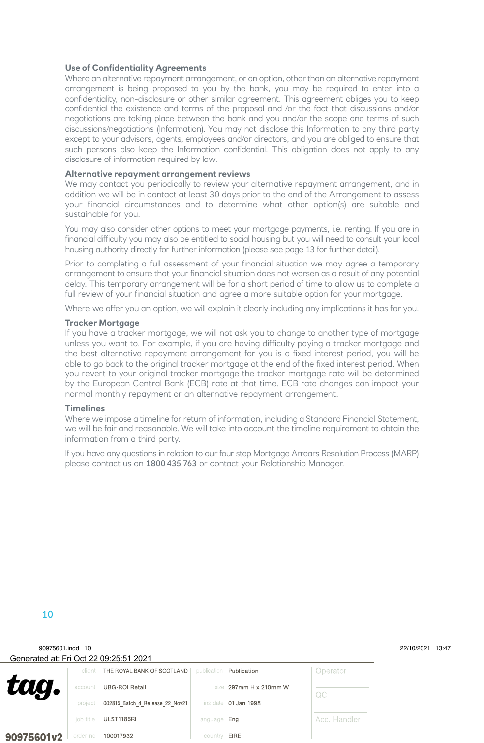### Use of Confidentiality Agreements

Where an alternative repayment arrangement, or an option, other than an alternative repayment arrangement is being proposed to you by the bank, you may be required to enter into a confidentiality, non-disclosure or other similar agreement. This agreement obliges you to keep confidential the existence and terms of the proposal and /or the fact that discussions and/or negotiations are taking place between the bank and you and/or the scope and terms of such discussions/negotiations (Information). You may not disclose this Information to any third party except to your advisors, agents, employees and/or directors, and you are obliged to ensure that such persons also keep the Information confidential. This obligation does not apply to any disclosure of information required by law.

### Alternative repayment arrangement reviews

We may contact you periodically to review your alternative repayment arrangement, and in addition we will be in contact at least 30 days prior to the end of the Arrangement to assess your financial circumstances and to determine what other option(s) are suitable and sustainable for you.

You may also consider other options to meet your mortgage payments, i.e. renting. If you are in financial difficulty you may also be entitled to social housing but you will need to consult your local housing authority directly for further information (please see page 13 for further detail).

Prior to completing a full assessment of your financial situation we may agree a temporary arrangement to ensure that your financial situation does not worsen as a result of any potential delay. This temporary arrangement will be for a short period of time to allow us to complete a full review of your financial situation and agree a more suitable option for your mortgage.

Where we offer you an option, we will explain it clearly including any implications it has for you.

### Tracker Mortgage

If you have a tracker mortgage, we will not ask you to change to another type of mortgage unless you want to. For example, if you are having difficulty paying a tracker mortgage and the best alternative repayment arrangement for you is a fixed interest period, you will be able to go back to the original tracker mortgage at the end of the fixed interest period. When you revert to your original tracker mortgage the tracker mortgage rate will be determined by the European Central Bank (ECB) rate at that time. ECB rate changes can impact your normal monthly repayment or an alternative repayment arrangement.

### Timelines

Where we impose a timeline for return of information, including a Standard Financial Statement, we will be fair and reasonable. We will take into account the timeline requirement to obtain the information from a third party.

If you have any questions in relation to our four step Mortgage Arrears Resolution Process (MARP) please contact us on **1800 435 763** or contact your Relationship Manager.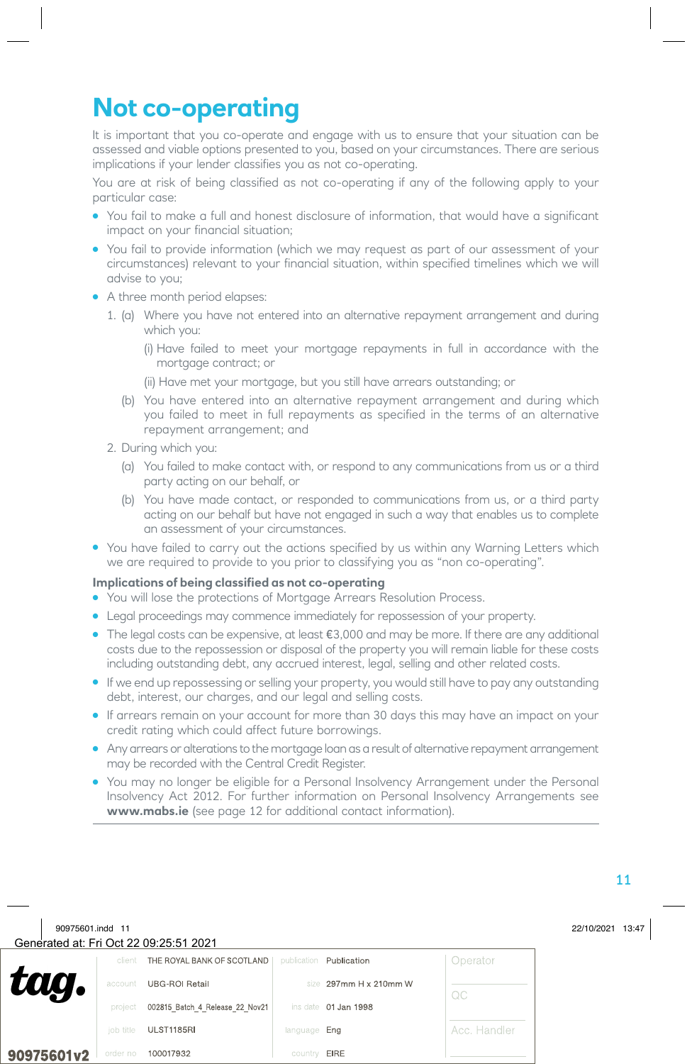# Not co-operating

It is important that you co-operate and engage with us to ensure that your situation can be assessed and viable options presented to you, based on your circumstances. There are serious implications if your lender classifies you as not co-operating.

You are at risk of being classified as not co-operating if any of the following apply to your particular case:

- You fail to make a full and honest disclosure of information, that would have a significant impact on your financial situation;
- You fail to provide information (which we may request as part of our assessment of your circumstances) relevant to your financial situation, within specified timelines which we will advise to you;
- A three month period elapses:
  1. (a) Where you have not entered into an alternative repayment arrangement and during which you:
        - (i) Have failed to meet your mortgage repayments in full in accordance with the mortgage contract; or
        - (ii) Have met your mortgage, but you still have arrears outstanding; or

     (b) You have entered into an alternative repayment arrangement and during which you failed to meet in full repayments as specified in the terms of an alternative repayment arrangement; and
  2. During which you:
     - (a) You failed to make contact with, or respond to any communications from us or a third party acting on our behalf, or
     - (b) You have made contact, or responded to communications from us, or a third party acting on our behalf but have not engaged in such a way that enables us to complete an assessment of your circumstances.
- You have failed to carry out the actions specified by us within any Warning Letters which we are required to provide to you prior to classifying you as "non co-operating".

**Implications of being classified as not co-operating**

- You will lose the protections of Mortgage Arrears Resolution Process.
- Legal proceedings may commence immediately for repossession of your property.
- The legal costs can be expensive, at least €3,000 and may be more. If there are any additional costs due to the repossession or disposal of the property you will remain liable for these costs including outstanding debt, any accrued interest, legal, selling and other related costs.
- If we end up repossessing or selling your property, you would still have to pay any outstanding debt, interest, our charges, and our legal and selling costs.
- If arrears remain on your account for more than 30 days this may have an impact on your credit rating which could affect future borrowings.
- Any arrears or alterations to the mortgage loan as a result of alternative repayment arrangement may be recorded with the Central Credit Register.
- You may no longer be eligible for a Personal Insolvency Arrangement under the Personal Insolvency Act 2012. For further information on Personal Insolvency Arrangements see **www.mabs.ie** (see page 12 for additional contact information).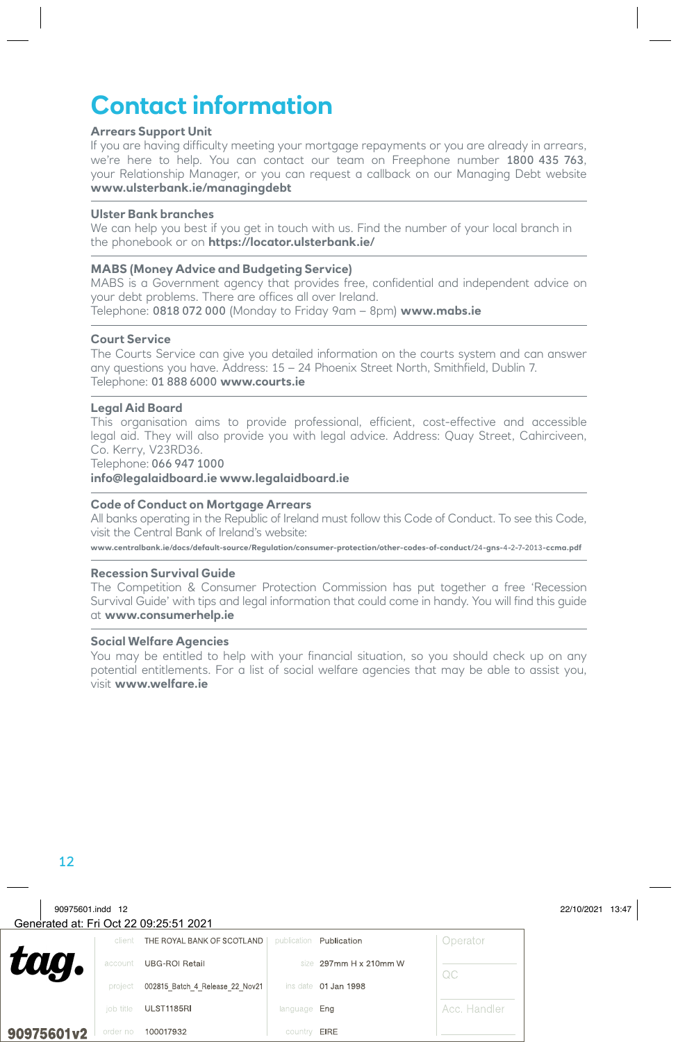# Contact information

**Arrears Support Unit**
If you are having difficulty meeting your mortgage repayments or you are already in arrears, we're here to help. You can contact our team on Freephone number **1800 435 763**, your Relationship Manager, or you can request a callback on our Managing Debt website **www.ulsterbank.ie/managingdebt**

**Ulster Bank branches**
We can help you best if you get in touch with us. Find the number of your local branch in the phonebook or on **https://locator.ulsterbank.ie/**

**MABS (Money Advice and Budgeting Service)**
MABS is a Government agency that provides free, confidential and independent advice on your debt problems. There are offices all over Ireland.
Telephone: **0818 072 000** (Monday to Friday 9am – 8pm) **www.mabs.ie**

**Court Service**
The Courts Service can give you detailed information on the courts system and can answer any questions you have. Address: 15 – 24 Phoenix Street North, Smithfield, Dublin 7.
Telephone: **01 888 6000** **www.courts.ie**

**Legal Aid Board**
This organisation aims to provide professional, efficient, cost-effective and accessible legal aid. They will also provide you with legal advice. Address: Quay Street, Cahirciveen, Co. Kerry, V23RD36.
Telephone: **066 947 1000**
**info@legalaidboard.ie** **www.legalaidboard.ie**

**Code of Conduct on Mortgage Arrears**
All banks operating in the Republic of Ireland must follow this Code of Conduct. To see this Code, visit the Central Bank of Ireland's website:
**www.centralbank.ie/docs/default-source/Regulation/consumer-protection/other-codes-of-conduct/24-gns-4-2-7-2013-ccma.pdf**

**Recession Survival Guide**
The Competition & Consumer Protection Commission has put together a free 'Recession Survival Guide' with tips and legal information that could come in handy. You will find this guide at **www.consumerhelp.ie**

**Social Welfare Agencies**
You may be entitled to help with your financial situation, so you should check up on any potential entitlements. For a list of social welfare agencies that may be able to assist you, visit **www.welfare.ie**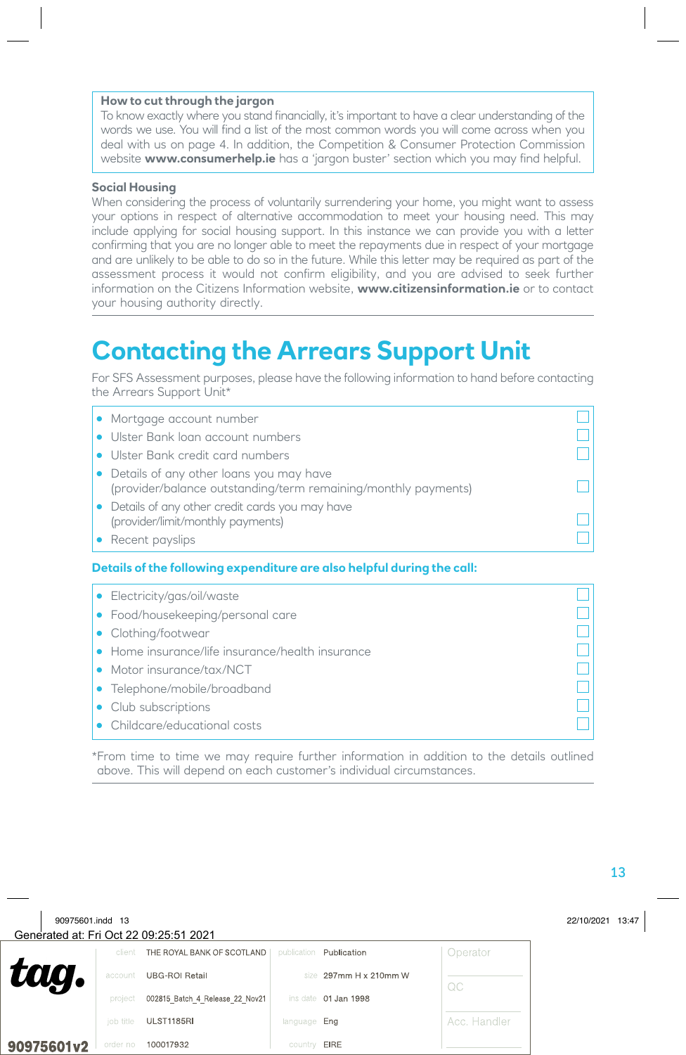**How to cut through the jargon**

To know exactly where you stand financially, it's important to have a clear understanding of the words we use. You will find a list of the most common words you will come across when you deal with us on page 4. In addition, the Competition & Consumer Protection Commission website **www.consumerhelp.ie** has a 'jargon buster' section which you may find helpful.

**Social Housing**

When considering the process of voluntarily surrendering your home, you might want to assess your options in respect of alternative accommodation to meet your housing need. This may include applying for social housing support. In this instance we can provide you with a letter confirming that you are no longer able to meet the repayments due in respect of your mortgage and are unlikely to be able to do so in the future. While this letter may be required as part of the assessment process it would not confirm eligibility, and you are advised to seek further information on the Citizens Information website, **www.citizensinformation.ie** or to contact your housing authority directly.

# Contacting the Arrears Support Unit

For SFS Assessment purposes, please have the following information to hand before contacting the Arrears Support Unit*

- Mortgage account number ☐
- Ulster Bank loan account numbers ☐
- Ulster Bank credit card numbers ☐
- Details of any other loans you may have (provider/balance outstanding/term remaining/monthly payments) ☐
- Details of any other credit cards you may have (provider/limit/monthly payments) ☐
- Recent payslips ☐

**Details of the following expenditure are also helpful during the call:**

- Electricity/gas/oil/waste ☐
- Food/housekeeping/personal care ☐
- Clothing/footwear ☐
- Home insurance/life insurance/health insurance ☐
- Motor insurance/tax/NCT ☐
- Telephone/mobile/broadband ☐
- Club subscriptions ☐
- Childcare/educational costs ☐

*From time to time we may require further information in addition to the details outlined above. This will depend on each customer's individual circumstances.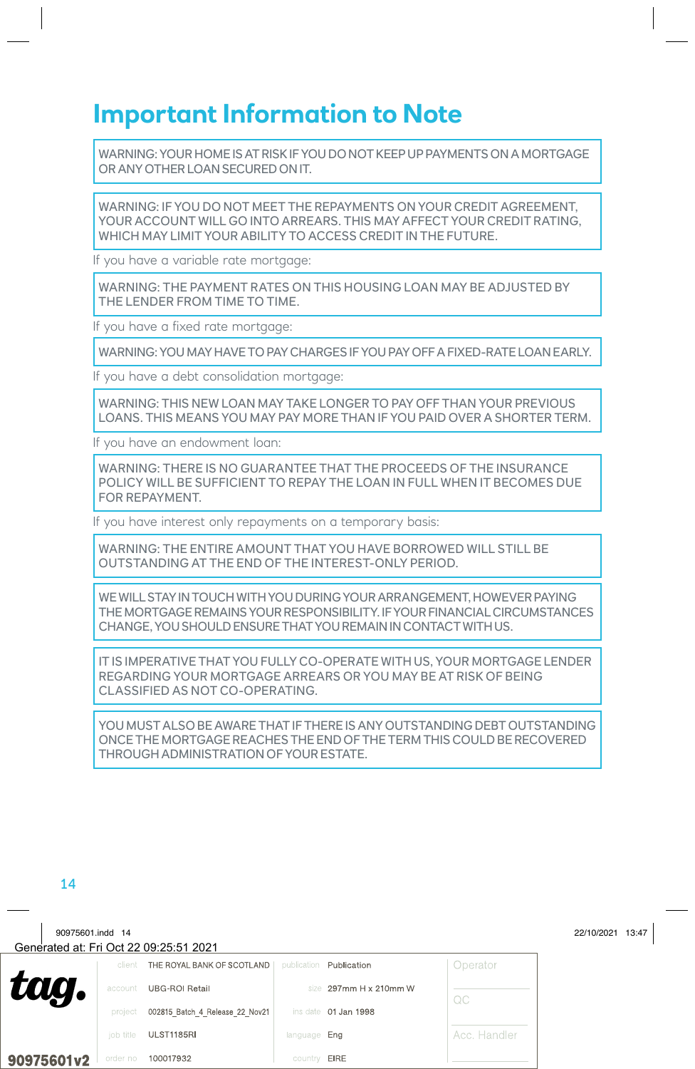# Important Information to Note

WARNING: YOUR HOME IS AT RISK IF YOU DO NOT KEEP UP PAYMENTS ON A MORTGAGE OR ANY OTHER LOAN SECURED ON IT.

WARNING: IF YOU DO NOT MEET THE REPAYMENTS ON YOUR CREDIT AGREEMENT, YOUR ACCOUNT WILL GO INTO ARREARS. THIS MAY AFFECT YOUR CREDIT RATING, WHICH MAY LIMIT YOUR ABILITY TO ACCESS CREDIT IN THE FUTURE.

If you have a variable rate mortgage:

WARNING: THE PAYMENT RATES ON THIS HOUSING LOAN MAY BE ADJUSTED BY THE LENDER FROM TIME TO TIME.

If you have a fixed rate mortgage:

WARNING: YOU MAY HAVE TO PAY CHARGES IF YOU PAY OFF A FIXED-RATE LOAN EARLY.

If you have a debt consolidation mortgage:

WARNING: THIS NEW LOAN MAY TAKE LONGER TO PAY OFF THAN YOUR PREVIOUS LOANS. THIS MEANS YOU MAY PAY MORE THAN IF YOU PAID OVER A SHORTER TERM.

If you have an endowment loan:

WARNING: THERE IS NO GUARANTEE THAT THE PROCEEDS OF THE INSURANCE POLICY WILL BE SUFFICIENT TO REPAY THE LOAN IN FULL WHEN IT BECOMES DUE FOR REPAYMENT.

If you have interest only repayments on a temporary basis:

WARNING: THE ENTIRE AMOUNT THAT YOU HAVE BORROWED WILL STILL BE OUTSTANDING AT THE END OF THE INTEREST-ONLY PERIOD.

WE WILL STAY IN TOUCH WITH YOU DURING YOUR ARRANGEMENT, HOWEVER PAYING THE MORTGAGE REMAINS YOUR RESPONSIBILITY. IF YOUR FINANCIAL CIRCUMSTANCES CHANGE, YOU SHOULD ENSURE THAT YOU REMAIN IN CONTACT WITH US.

IT IS IMPERATIVE THAT YOU FULLY CO-OPERATE WITH US, YOUR MORTGAGE LENDER REGARDING YOUR MORTGAGE ARREARS OR YOU MAY BE AT RISK OF BEING CLASSIFIED AS NOT CO-OPERATING.

YOU MUST ALSO BE AWARE THAT IF THERE IS ANY OUTSTANDING DEBT OUTSTANDING ONCE THE MORTGAGE REACHES THE END OF THE TERM THIS COULD BE RECOVERED THROUGH ADMINISTRATION OF YOUR ESTATE.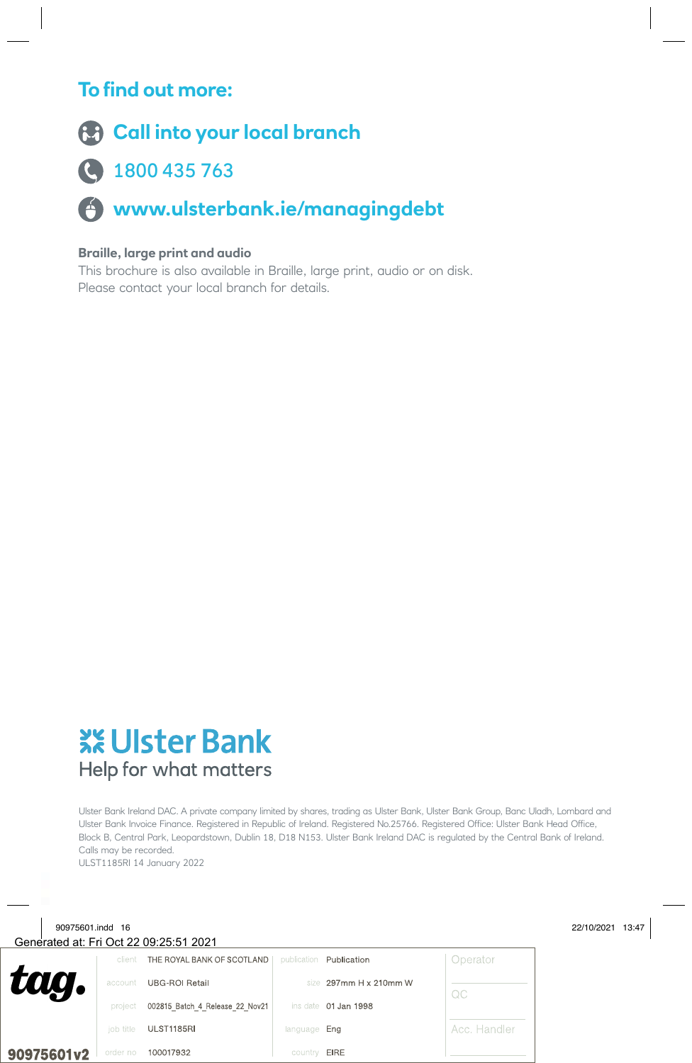## To find out more:

**Call into your local branch**

1800 435 763

**www.ulsterbank.ie/managingdebt**

**Braille, large print and audio**

This brochure is also available in Braille, large print, audio or on disk.
Please contact your local branch for details.

Ulster Bank
Help for what matters

Ulster Bank Ireland DAC. A private company limited by shares, trading as Ulster Bank, Ulster Bank Group, Banc Uladh, Lombard and Ulster Bank Invoice Finance. Registered in Republic of Ireland. Registered No.25766. Registered Office: Ulster Bank Head Office, Block B, Central Park, Leopardstown, Dublin 18, D18 N153. Ulster Bank Ireland DAC is regulated by the Central Bank of Ireland. Calls may be recorded.
ULST1185RI 14 January 2022